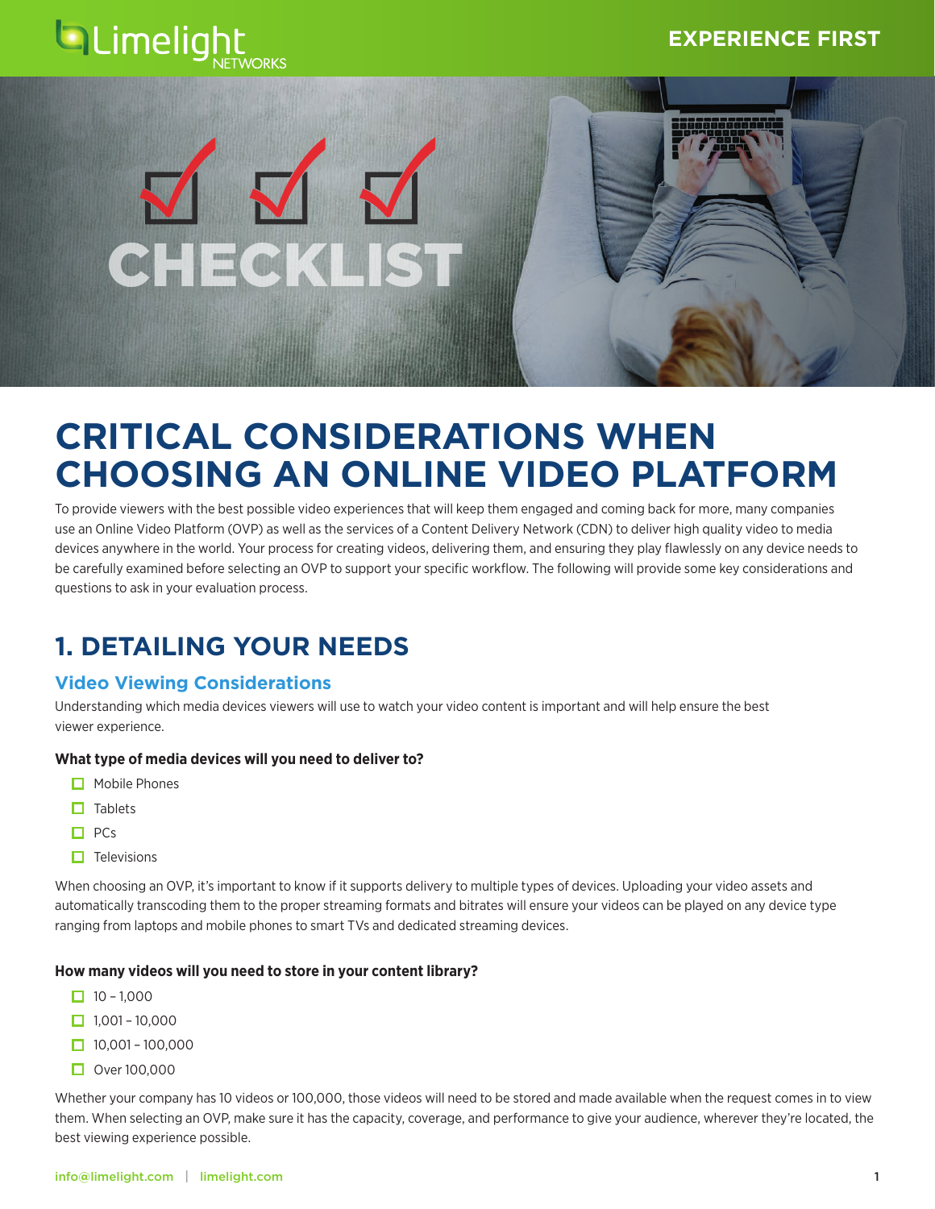# CRITICAL CONSIDERATIONS WHEN CHOOSING AN ONLINE VIDEO PLATFORM

To provide viewers with the best possible video experiences that will keep them engaged and coming back for more, many companies use an Online Video Platform (OVP) as well as the services of a Content Delivery Network (CDN) to deliver high quality video to media devices anywhere in the world. Your process for creating videos, delivering them, and ensuring they play flawlessly on any device needs to be carefully examined before selecting an OVP to support your specific workflow. The following will provide some key considerations and questions to ask in your evaluation process.

## 1. DETAILING YOUR NEEDS

### Video Viewing Considerations

Understanding which media devices viewers will use to watch your video content is important and will help ensure the best viewer experience.

**What type of media devices will you need to deliver to?**

- ☐ Mobile Phones
- ☐ Tablets
- ☐ PCs
- ☐ Televisions

When choosing an OVP, it's important to know if it supports delivery to multiple types of devices. Uploading your video assets and automatically transcoding them to the proper streaming formats and bitrates will ensure your videos can be played on any device type ranging from laptops and mobile phones to smart TVs and dedicated streaming devices.

**How many videos will you need to store in your content library?**

- ☐ 10 – 1,000
- ☐ 1,001 – 10,000
- ☐ 10,001 – 100,000
- ☐ Over 100,000

Whether your company has 10 videos or 100,000, those videos will need to be stored and made available when the request comes in to view them. When selecting an OVP, make sure it has the capacity, coverage, and performance to give your audience, wherever they're located, the best viewing experience possible.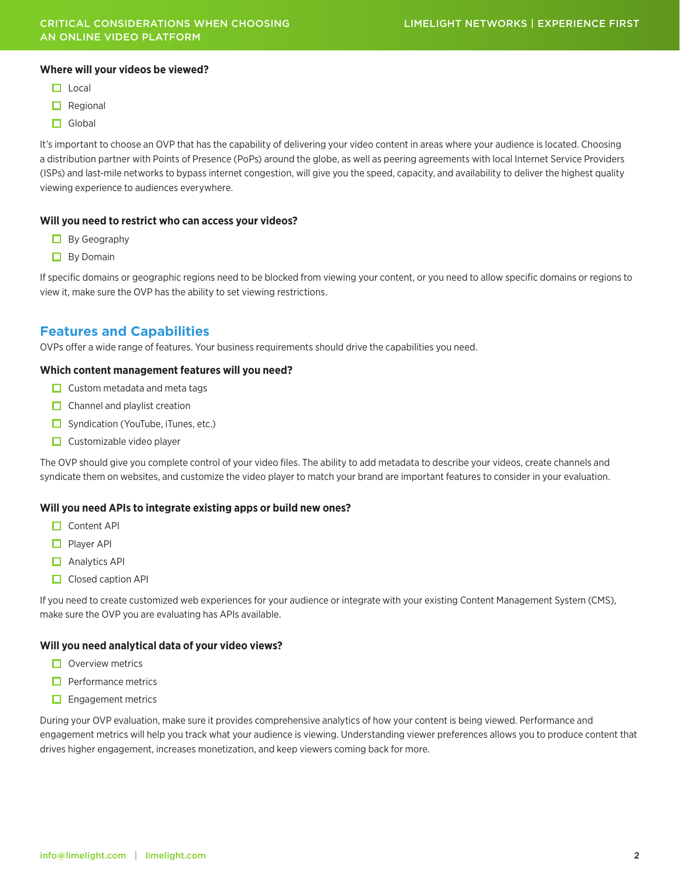**Where will your videos be viewed?**

- [ ] Local
- [ ] Regional
- [ ] Global

It's important to choose an OVP that has the capability of delivering your video content in areas where your audience is located. Choosing a distribution partner with Points of Presence (PoPs) around the globe, as well as peering agreements with local Internet Service Providers (ISPs) and last-mile networks to bypass internet congestion, will give you the speed, capacity, and availability to deliver the highest quality viewing experience to audiences everywhere.

**Will you need to restrict who can access your videos?**

- [ ] By Geography
- [ ] By Domain

If specific domains or geographic regions need to be blocked from viewing your content, or you need to allow specific domains or regions to view it, make sure the OVP has the ability to set viewing restrictions.

## Features and Capabilities

OVPs offer a wide range of features. Your business requirements should drive the capabilities you need.

**Which content management features will you need?**

- [ ] Custom metadata and meta tags
- [ ] Channel and playlist creation
- [ ] Syndication (YouTube, iTunes, etc.)
- [ ] Customizable video player

The OVP should give you complete control of your video files. The ability to add metadata to describe your videos, create channels and syndicate them on websites, and customize the video player to match your brand are important features to consider in your evaluation.

**Will you need APIs to integrate existing apps or build new ones?**

- [ ] Content API
- [ ] Player API
- [ ] Analytics API
- [ ] Closed caption API

If you need to create customized web experiences for your audience or integrate with your existing Content Management System (CMS), make sure the OVP you are evaluating has APIs available.

**Will you need analytical data of your video views?**

- [ ] Overview metrics
- [ ] Performance metrics
- [ ] Engagement metrics

During your OVP evaluation, make sure it provides comprehensive analytics of how your content is being viewed. Performance and engagement metrics will help you track what your audience is viewing. Understanding viewer preferences allows you to produce content that drives higher engagement, increases monetization, and keep viewers coming back for more.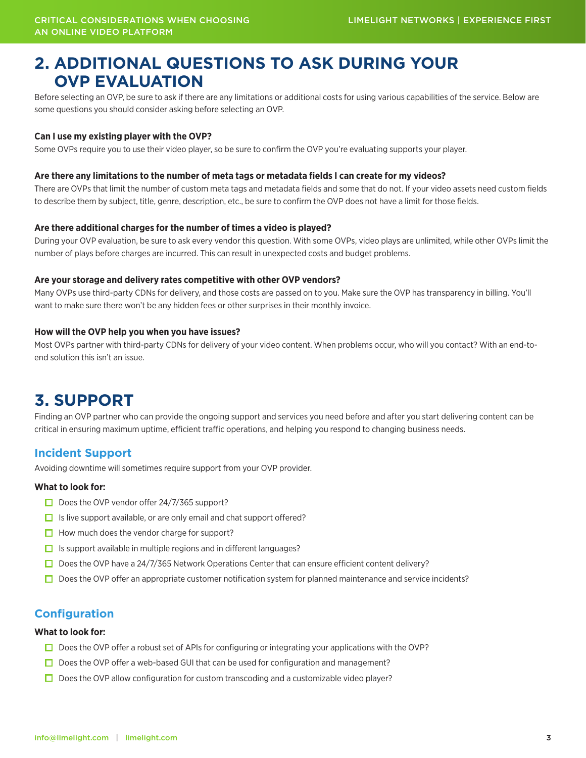## 2. ADDITIONAL QUESTIONS TO ASK DURING YOUR OVP EVALUATION

Before selecting an OVP, be sure to ask if there are any limitations or additional costs for using various capabilities of the service. Below are some questions you should consider asking before selecting an OVP.

**Can I use my existing player with the OVP?**

Some OVPs require you to use their video player, so be sure to confirm the OVP you're evaluating supports your player.

**Are there any limitations to the number of meta tags or metadata fields I can create for my videos?**

There are OVPs that limit the number of custom meta tags and metadata fields and some that do not. If your video assets need custom fields to describe them by subject, title, genre, description, etc., be sure to confirm the OVP does not have a limit for those fields.

**Are there additional charges for the number of times a video is played?**

During your OVP evaluation, be sure to ask every vendor this question. With some OVPs, video plays are unlimited, while other OVPs limit the number of plays before charges are incurred. This can result in unexpected costs and budget problems.

**Are your storage and delivery rates competitive with other OVP vendors?**

Many OVPs use third-party CDNs for delivery, and those costs are passed on to you. Make sure the OVP has transparency in billing. You'll want to make sure there won't be any hidden fees or other surprises in their monthly invoice.

**How will the OVP help you when you have issues?**

Most OVPs partner with third-party CDNs for delivery of your video content. When problems occur, who will you contact? With an end-to-end solution this isn't an issue.

## 3. SUPPORT

Finding an OVP partner who can provide the ongoing support and services you need before and after you start delivering content can be critical in ensuring maximum uptime, efficient traffic operations, and helping you respond to changing business needs.

### Incident Support

Avoiding downtime will sometimes require support from your OVP provider.

**What to look for:**

- [ ] Does the OVP vendor offer 24/7/365 support?
- [ ] Is live support available, or are only email and chat support offered?
- [ ] How much does the vendor charge for support?
- [ ] Is support available in multiple regions and in different languages?
- [ ] Does the OVP have a 24/7/365 Network Operations Center that can ensure efficient content delivery?
- [ ] Does the OVP offer an appropriate customer notification system for planned maintenance and service incidents?

### Configuration

**What to look for:**

- [ ] Does the OVP offer a robust set of APIs for configuring or integrating your applications with the OVP?
- [ ] Does the OVP offer a web-based GUI that can be used for configuration and management?
- [ ] Does the OVP allow configuration for custom transcoding and a customizable video player?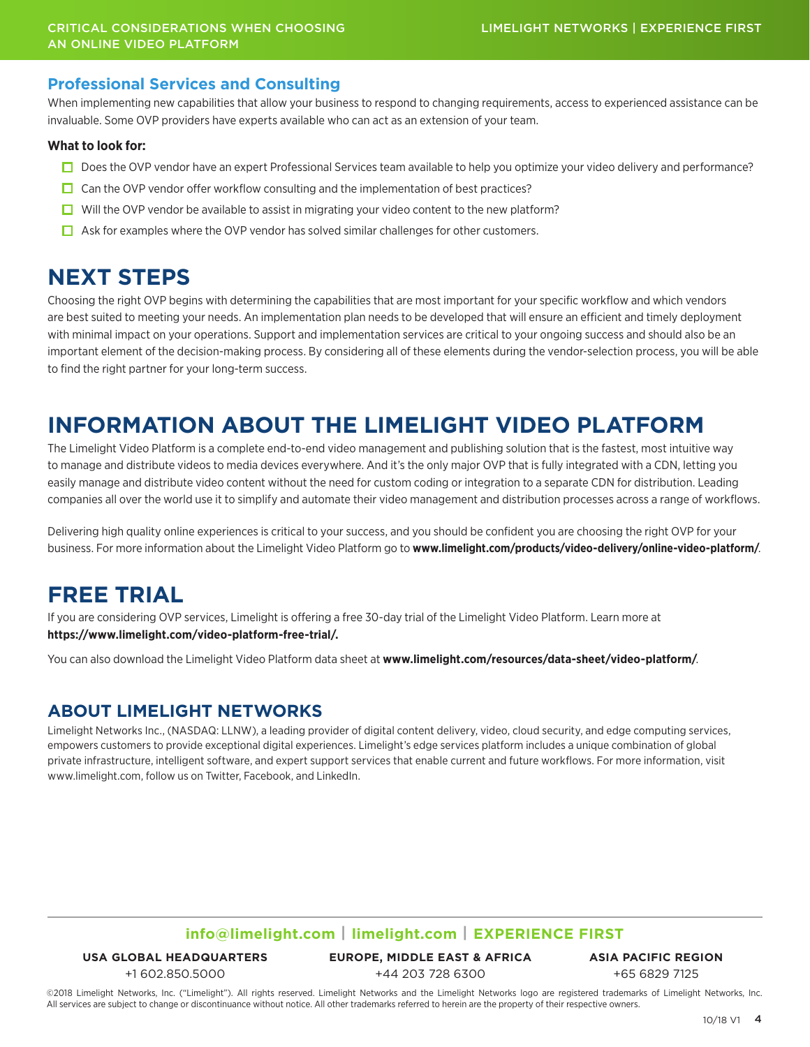### Professional Services and Consulting

When implementing new capabilities that allow your business to respond to changing requirements, access to experienced assistance can be invaluable. Some OVP providers have experts available who can act as an extension of your team.

**What to look for:**

- Does the OVP vendor have an expert Professional Services team available to help you optimize your video delivery and performance?
- Can the OVP vendor offer workflow consulting and the implementation of best practices?
- Will the OVP vendor be available to assist in migrating your video content to the new platform?
- Ask for examples where the OVP vendor has solved similar challenges for other customers.

## NEXT STEPS

Choosing the right OVP begins with determining the capabilities that are most important for your specific workflow and which vendors are best suited to meeting your needs. An implementation plan needs to be developed that will ensure an efficient and timely deployment with minimal impact on your operations. Support and implementation services are critical to your ongoing success and should also be an important element of the decision-making process. By considering all of these elements during the vendor-selection process, you will be able to find the right partner for your long-term success.

## INFORMATION ABOUT THE LIMELIGHT VIDEO PLATFORM

The Limelight Video Platform is a complete end-to-end video management and publishing solution that is the fastest, most intuitive way to manage and distribute videos to media devices everywhere. And it's the only major OVP that is fully integrated with a CDN, letting you easily manage and distribute video content without the need for custom coding or integration to a separate CDN for distribution. Leading companies all over the world use it to simplify and automate their video management and distribution processes across a range of workflows.

Delivering high quality online experiences is critical to your success, and you should be confident you are choosing the right OVP for your business. For more information about the Limelight Video Platform go to **www.limelight.com/products/video-delivery/online-video-platform/**.

## FREE TRIAL

If you are considering OVP services, Limelight is offering a free 30-day trial of the Limelight Video Platform. Learn more at **https://www.limelight.com/video-platform-free-trial/.**

You can also download the Limelight Video Platform data sheet at **www.limelight.com/resources/data-sheet/video-platform/**.

### ABOUT LIMELIGHT NETWORKS

Limelight Networks Inc., (NASDAQ: LLNW), a leading provider of digital content delivery, video, cloud security, and edge computing services, empowers customers to provide exceptional digital experiences. Limelight's edge services platform includes a unique combination of global private infrastructure, intelligent software, and expert support services that enable current and future workflows. For more information, visit www.limelight.com, follow us on Twitter, Facebook, and LinkedIn.

**info@limelight.com | limelight.com | EXPERIENCE FIRST**

| USA GLOBAL HEADQUARTERS | EUROPE, MIDDLE EAST & AFRICA | ASIA PACIFIC REGION |
|---|---|---|
| +1 602.850.5000 | +44 203 728 6300 | +65 6829 7125 |

©2018 Limelight Networks, Inc. ("Limelight"). All rights reserved. Limelight Networks and the Limelight Networks logo are registered trademarks of Limelight Networks, Inc. All services are subject to change or discontinuance without notice. All other trademarks referred to herein are the property of their respective owners.

10/18 V1